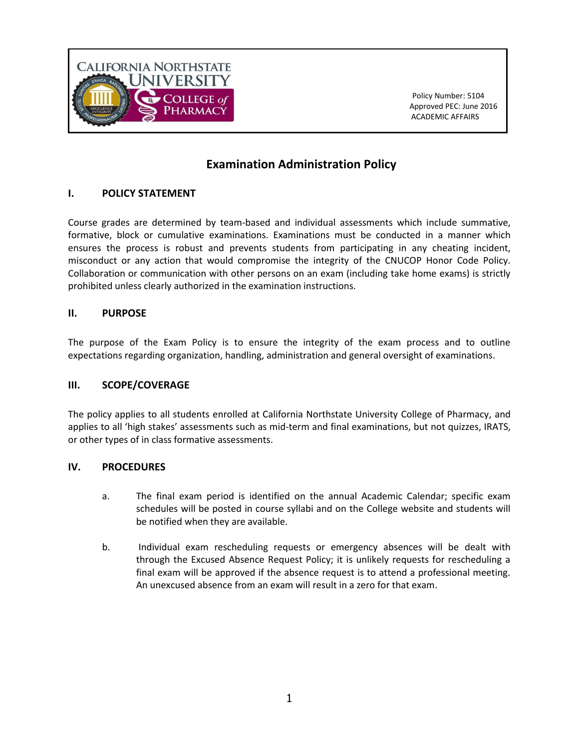California Northstate University College of Pharmacy

Policy Number: 5104
Approved PEC: June 2016
ACADEMIC AFFAIRS

# Examination Administration Policy

## I. POLICY STATEMENT

Course grades are determined by team-based and individual assessments which include summative, formative, block or cumulative examinations. Examinations must be conducted in a manner which ensures the process is robust and prevents students from participating in any cheating incident, misconduct or any action that would compromise the integrity of the CNUCOP Honor Code Policy. Collaboration or communication with other persons on an exam (including take home exams) is strictly prohibited unless clearly authorized in the examination instructions.

## II. PURPOSE

The purpose of the Exam Policy is to ensure the integrity of the exam process and to outline expectations regarding organization, handling, administration and general oversight of examinations.

## III. SCOPE/COVERAGE

The policy applies to all students enrolled at California Northstate University College of Pharmacy, and applies to all 'high stakes' assessments such as mid-term and final examinations, but not quizzes, IRATS, or other types of in class formative assessments.

## IV. PROCEDURES

a. The final exam period is identified on the annual Academic Calendar; specific exam schedules will be posted in course syllabi and on the College website and students will be notified when they are available.

b. Individual exam rescheduling requests or emergency absences will be dealt with through the Excused Absence Request Policy; it is unlikely requests for rescheduling a final exam will be approved if the absence request is to attend a professional meeting. An unexcused absence from an exam will result in a zero for that exam.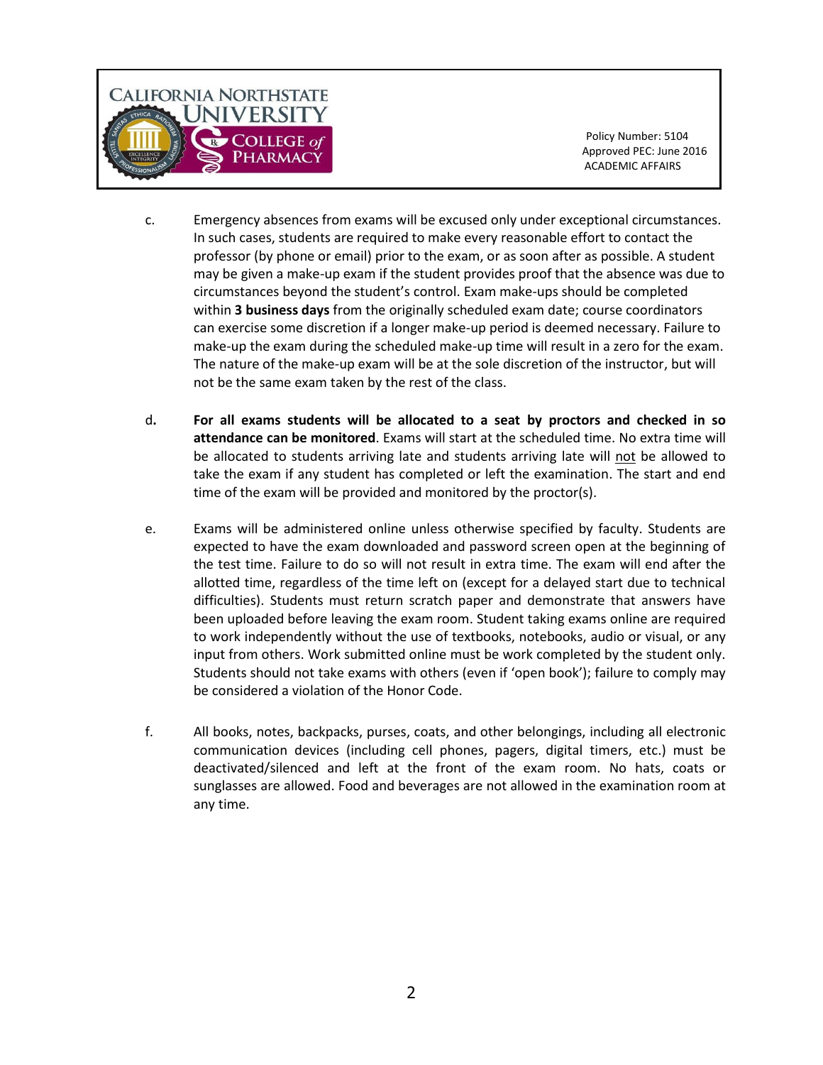c. Emergency absences from exams will be excused only under exceptional circumstances. In such cases, students are required to make every reasonable effort to contact the professor (by phone or email) prior to the exam, or as soon after as possible. A student may be given a make-up exam if the student provides proof that the absence was due to circumstances beyond the student's control. Exam make-ups should be completed within **3 business days** from the originally scheduled exam date; course coordinators can exercise some discretion if a longer make-up period is deemed necessary. Failure to make-up the exam during the scheduled make-up time will result in a zero for the exam. The nature of the make-up exam will be at the sole discretion of the instructor, but will not be the same exam taken by the rest of the class.

d. **For all exams students will be allocated to a seat by proctors and checked in so attendance can be monitored**. Exams will start at the scheduled time. No extra time will be allocated to students arriving late and students arriving late will <u>not</u> be allowed to take the exam if any student has completed or left the examination. The start and end time of the exam will be provided and monitored by the proctor(s).

e. Exams will be administered online unless otherwise specified by faculty. Students are expected to have the exam downloaded and password screen open at the beginning of the test time. Failure to do so will not result in extra time. The exam will end after the allotted time, regardless of the time left on (except for a delayed start due to technical difficulties). Students must return scratch paper and demonstrate that answers have been uploaded before leaving the exam room. Student taking exams online are required to work independently without the use of textbooks, notebooks, audio or visual, or any input from others. Work submitted online must be work completed by the student only. Students should not take exams with others (even if 'open book'); failure to comply may be considered a violation of the Honor Code.

f. All books, notes, backpacks, purses, coats, and other belongings, including all electronic communication devices (including cell phones, pagers, digital timers, etc.) must be deactivated/silenced and left at the front of the exam room. No hats, coats or sunglasses are allowed. Food and beverages are not allowed in the examination room at any time.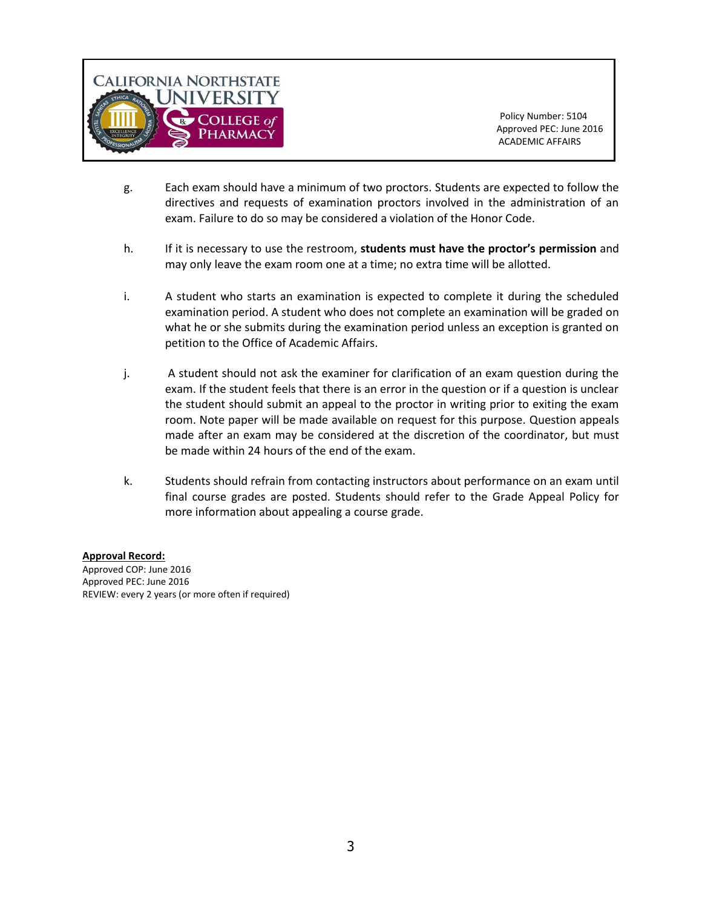g. Each exam should have a minimum of two proctors. Students are expected to follow the directives and requests of examination proctors involved in the administration of an exam. Failure to do so may be considered a violation of the Honor Code.

h. If it is necessary to use the restroom, **students must have the proctor's permission** and may only leave the exam room one at a time; no extra time will be allotted.

i. A student who starts an examination is expected to complete it during the scheduled examination period. A student who does not complete an examination will be graded on what he or she submits during the examination period unless an exception is granted on petition to the Office of Academic Affairs.

j. A student should not ask the examiner for clarification of an exam question during the exam. If the student feels that there is an error in the question or if a question is unclear the student should submit an appeal to the proctor in writing prior to exiting the exam room. Note paper will be made available on request for this purpose. Question appeals made after an exam may be considered at the discretion of the coordinator, but must be made within 24 hours of the end of the exam.

k. Students should refrain from contacting instructors about performance on an exam until final course grades are posted. Students should refer to the Grade Appeal Policy for more information about appealing a course grade.

**Approval Record:**

Approved COP: June 2016
Approved PEC: June 2016
REVIEW: every 2 years (or more often if required)